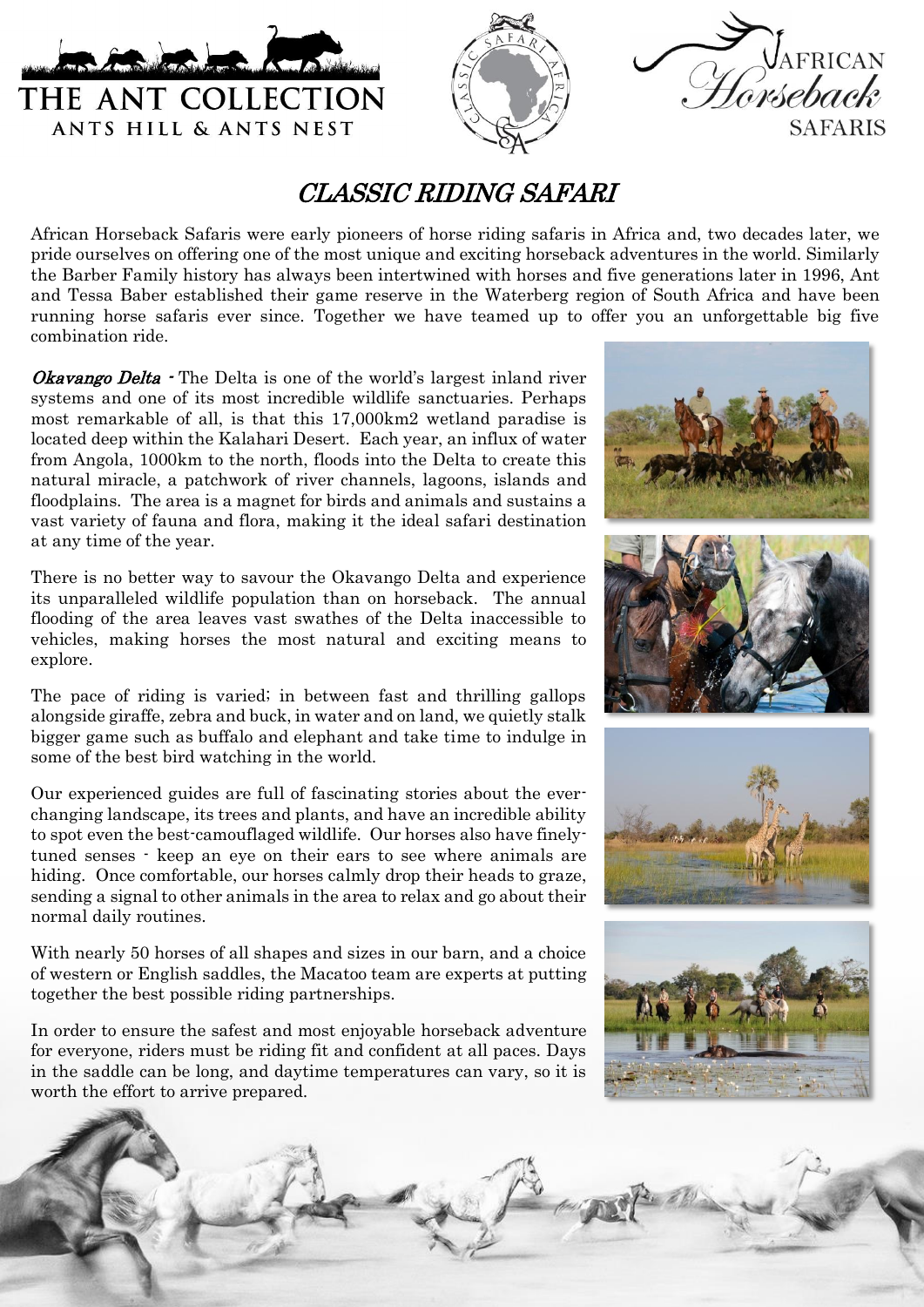# CLASSIC RIDING SAFARI

African Horseback Safaris were early pioneers of horse riding safaris in Africa and, two decades later, we pride ourselves on offering one of the most unique and exciting horseback adventures in the world. Similarly the Barber Family history has always been intertwined with horses and five generations later in 1996, Ant and Tessa Baber established their game reserve in the Waterberg region of South Africa and have been running horse safaris ever since. Together we have teamed up to offer you an unforgettable big five combination ride.

***Okavango Delta*** - The Delta is one of the world's largest inland river systems and one of its most incredible wildlife sanctuaries. Perhaps most remarkable of all, is that this 17,000km2 wetland paradise is located deep within the Kalahari Desert. Each year, an influx of water from Angola, 1000km to the north, floods into the Delta to create this natural miracle, a patchwork of river channels, lagoons, islands and floodplains. The area is a magnet for birds and animals and sustains a vast variety of fauna and flora, making it the ideal safari destination at any time of the year.

There is no better way to savour the Okavango Delta and experience its unparalleled wildlife population than on horseback. The annual flooding of the area leaves vast swathes of the Delta inaccessible to vehicles, making horses the most natural and exciting means to explore.

The pace of riding is varied; in between fast and thrilling gallops alongside giraffe, zebra and buck, in water and on land, we quietly stalk bigger game such as buffalo and elephant and take time to indulge in some of the best bird watching in the world.

Our experienced guides are full of fascinating stories about the ever-changing landscape, its trees and plants, and have an incredible ability to spot even the best-camouflaged wildlife. Our horses also have finely-tuned senses - keep an eye on their ears to see where animals are hiding. Once comfortable, our horses calmly drop their heads to graze, sending a signal to other animals in the area to relax and go about their normal daily routines.

With nearly 50 horses of all shapes and sizes in our barn, and a choice of western or English saddles, the Macatoo team are experts at putting together the best possible riding partnerships.

In order to ensure the safest and most enjoyable horseback adventure for everyone, riders must be riding fit and confident at all paces. Days in the saddle can be long, and daytime temperatures can vary, so it is worth the effort to arrive prepared.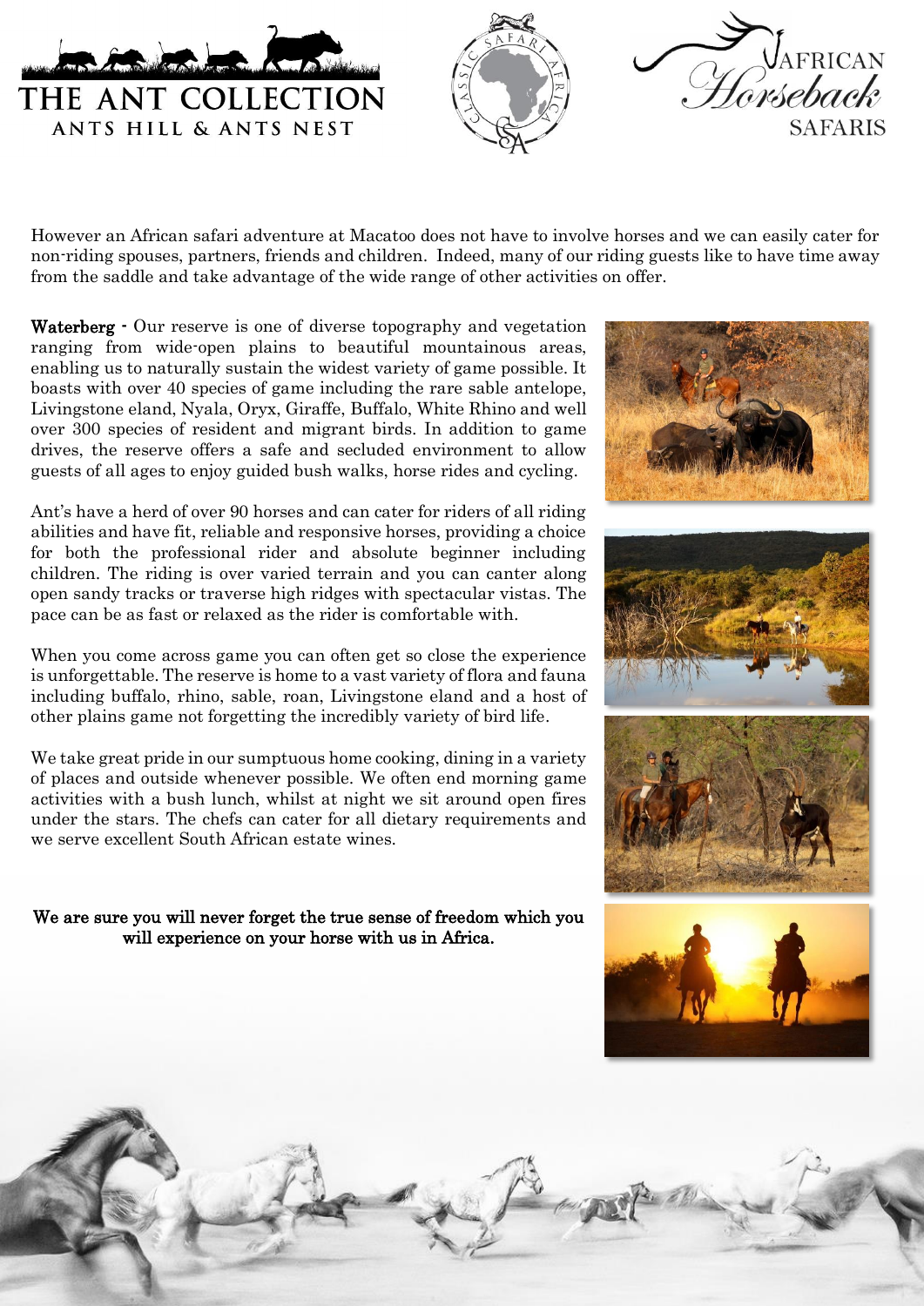However an African safari adventure at Macatoo does not have to involve horses and we can easily cater for non-riding spouses, partners, friends and children. Indeed, many of our riding guests like to have time away from the saddle and take advantage of the wide range of other activities on offer.

**Waterberg** - Our reserve is one of diverse topography and vegetation ranging from wide-open plains to beautiful mountainous areas, enabling us to naturally sustain the widest variety of game possible. It boasts with over 40 species of game including the rare sable antelope, Livingstone eland, Nyala, Oryx, Giraffe, Buffalo, White Rhino and well over 300 species of resident and migrant birds. In addition to game drives, the reserve offers a safe and secluded environment to allow guests of all ages to enjoy guided bush walks, horse rides and cycling.

Ant's have a herd of over 90 horses and can cater for riders of all riding abilities and have fit, reliable and responsive horses, providing a choice for both the professional rider and absolute beginner including children. The riding is over varied terrain and you can canter along open sandy tracks or traverse high ridges with spectacular vistas. The pace can be as fast or relaxed as the rider is comfortable with.

When you come across game you can often get so close the experience is unforgettable. The reserve is home to a vast variety of flora and fauna including buffalo, rhino, sable, roan, Livingstone eland and a host of other plains game not forgetting the incredibly variety of bird life.

We take great pride in our sumptuous home cooking, dining in a variety of places and outside whenever possible. We often end morning game activities with a bush lunch, whilst at night we sit around open fires under the stars. The chefs can cater for all dietary requirements and we serve excellent South African estate wines.

**We are sure you will never forget the true sense of freedom which you will experience on your horse with us in Africa.**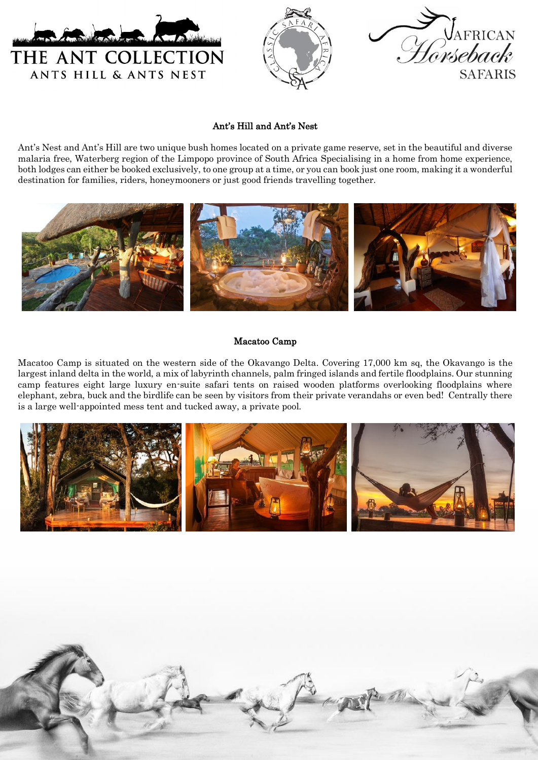THE ANT COLLECTION
ANTS HILL & ANTS NEST

CLASSIC SAFARI AFRICA

AFRICAN Horseback SAFARIS

## Ant's Hill and Ant's Nest

Ant's Nest and Ant's Hill are two unique bush homes located on a private game reserve, set in the beautiful and diverse malaria free, Waterberg region of the Limpopo province of South Africa Specialising in a home from home experience, both lodges can either be booked exclusively, to one group at a time, or you can book just one room, making it a wonderful destination for families, riders, honeymooners or just good friends travelling together.

## Macatoo Camp

Macatoo Camp is situated on the western side of the Okavango Delta. Covering 17,000 km sq, the Okavango is the largest inland delta in the world, a mix of labyrinth channels, palm fringed islands and fertile floodplains. Our stunning camp features eight large luxury en-suite safari tents on raised wooden platforms overlooking floodplains where elephant, zebra, buck and the birdlife can be seen by visitors from their private verandahs or even bed! Centrally there is a large well-appointed mess tent and tucked away, a private pool.